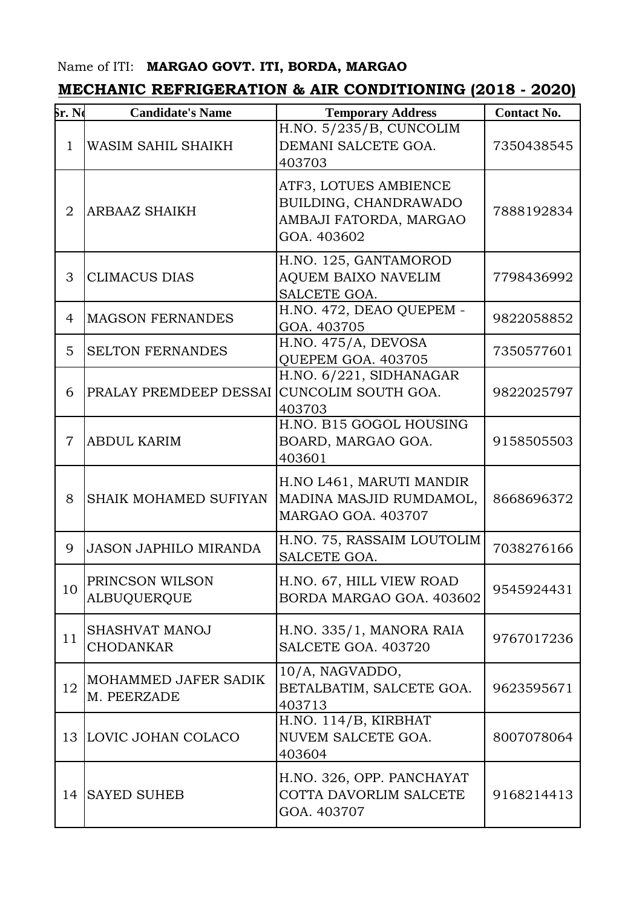Name of ITI: **MARGAO GOVT. ITI, BORDA, MARGAO**

## MECHANIC REFRIGERATION & AIR CONDITIONING (2018 - 2020)

| Sr. No | Candidate's Name | Temporary Address | Contact No. |
|---|---|---|---|
| 1 | WASIM SAHIL SHAIKH | H.NO. 5/235/B, CUNCOLIM DEMANI SALCETE GOA. 403703 | 7350438545 |
| 2 | ARBAAZ SHAIKH | ATF3, LOTUES AMBIENCE BUILDING, CHANDRAWADO AMBAJI FATORDA, MARGAO GOA. 403602 | 7888192834 |
| 3 | CLIMACUS DIAS | H.NO. 125, GANTAMOROD AQUEM BAIXO NAVELIM SALCETE GOA. | 7798436992 |
| 4 | MAGSON FERNANDES | H.NO. 472, DEAO QUEPEM - GOA. 403705 | 9822058852 |
| 5 | SELTON FERNANDES | H.NO. 475/A, DEVOSA QUEPEM GOA. 403705 | 7350577601 |
| 6 | PRALAY PREMDEEP DESSAI | H.NO. 6/221, SIDHANAGAR CUNCOLIM SOUTH GOA. 403703 | 9822025797 |
| 7 | ABDUL KARIM | H.NO. B15 GOGOL HOUSING BOARD, MARGAO GOA. 403601 | 9158505503 |
| 8 | SHAIK MOHAMED SUFIYAN | H.NO L461, MARUTI MANDIR MADINA MASJID RUMDAMOL, MARGAO GOA. 403707 | 8668696372 |
| 9 | JASON JAPHILO MIRANDA | H.NO. 75, RASSAIM LOUTOLIM SALCETE GOA. | 7038276166 |
| 10 | PRINCSON WILSON ALBUQUERQUE | H.NO. 67, HILL VIEW ROAD BORDA MARGAO GOA. 403602 | 9545924431 |
| 11 | SHASHVAT MANOJ CHODANKAR | H.NO. 335/1, MANORA RAIA SALCETE GOA. 403720 | 9767017236 |
| 12 | MOHAMMED JAFER SADIK M. PEERZADE | 10/A, NAGVADDO, BETALBATIM, SALCETE GOA. 403713 | 9623595671 |
| 13 | LOVIC JOHAN COLACO | H.NO. 114/B, KIRBHAT NUVEM SALCETE GOA. 403604 | 8007078064 |
| 14 | SAYED SUHEB | H.NO. 326, OPP. PANCHAYAT COTTA DAVORLIM SALCETE GOA. 403707 | 9168214413 |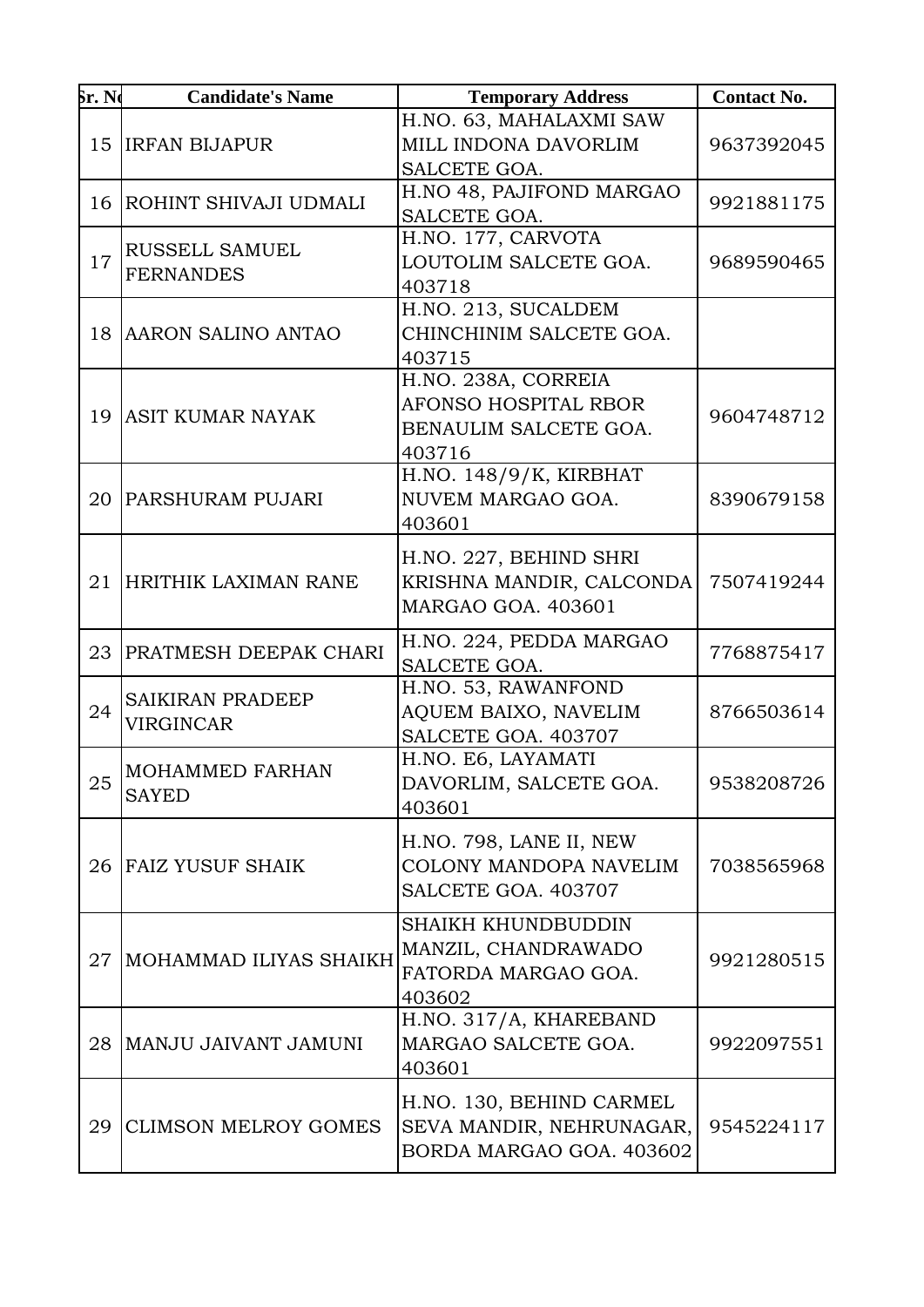| Sr. No | Candidate's Name | Temporary Address | Contact No. |
|---|---|---|---|
| 15 | IRFAN BIJAPUR | H.NO. 63, MAHALAXMI SAW MILL INDONA DAVORLIM SALCETE GOA. | 9637392045 |
| 16 | ROHINT SHIVAJI UDMALI | H.NO 48, PAJIFOND MARGAO SALCETE GOA. | 9921881175 |
| 17 | RUSSELL SAMUEL FERNANDES | H.NO. 177, CARVOTA LOUTOLIM SALCETE GOA. 403718 | 9689590465 |
| 18 | AARON SALINO ANTAO | H.NO. 213, SUCALDEM CHINCHINIM SALCETE GOA. 403715 | |
| 19 | ASIT KUMAR NAYAK | H.NO. 238A, CORREIA AFONSO HOSPITAL RBOR BENAULIM SALCETE GOA. 403716 | 9604748712 |
| 20 | PARSHURAM PUJARI | H.NO. 148/9/K, KIRBHAT NUVEM MARGAO GOA. 403601 | 8390679158 |
| 21 | HRITHIK LAXIMAN RANE | H.NO. 227, BEHIND SHRI KRISHNA MANDIR, CALCONDA MARGAO GOA. 403601 | 7507419244 |
| 23 | PRATMESH DEEPAK CHARI | H.NO. 224, PEDDA MARGAO SALCETE GOA. | 7768875417 |
| 24 | SAIKIRAN PRADEEP VIRGINCAR | H.NO. 53, RAWANFOND AQUEM BAIXO, NAVELIM SALCETE GOA. 403707 | 8766503614 |
| 25 | MOHAMMED FARHAN SAYED | H.NO. E6, LAYAMATI DAVORLIM, SALCETE GOA. 403601 | 9538208726 |
| 26 | FAIZ YUSUF SHAIK | H.NO. 798, LANE II, NEW COLONY MANDOPA NAVELIM SALCETE GOA. 403707 | 7038565968 |
| 27 | MOHAMMAD ILIYAS SHAIKH | SHAIKH KHUNDBUDDIN MANZIL, CHANDRAWADO FATORDA MARGAO GOA. 403602 | 9921280515 |
| 28 | MANJU JAIVANT JAMUNI | H.NO. 317/A, KHAREBAND MARGAO SALCETE GOA. 403601 | 9922097551 |
| 29 | CLIMSON MELROY GOMES | H.NO. 130, BEHIND CARMEL SEVA MANDIR, NEHRUNAGAR, BORDA MARGAO GOA. 403602 | 9545224117 |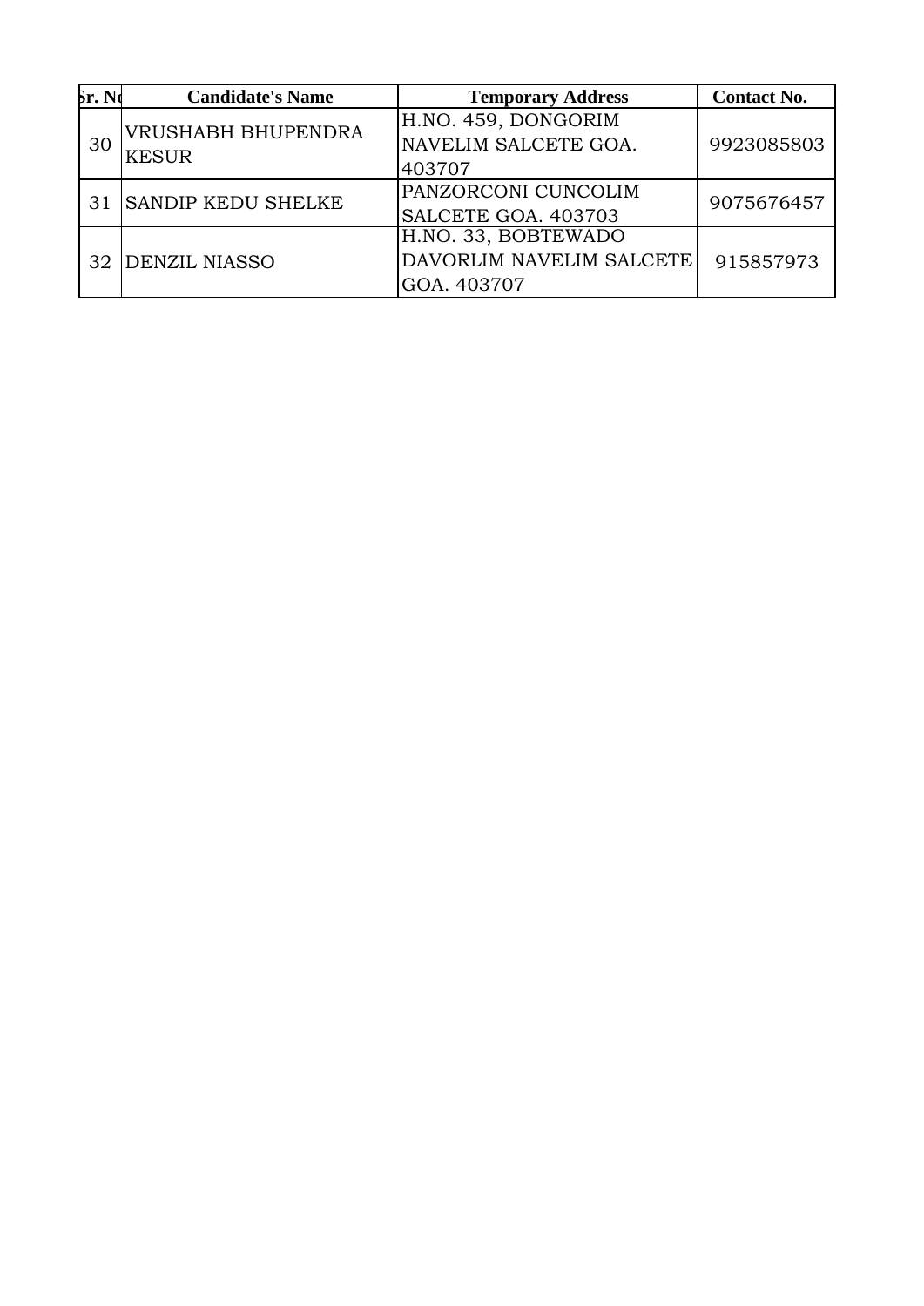| Sr. No | Candidate's Name | Temporary Address | Contact No. |
| --- | --- | --- | --- |
| 30 | VRUSHABH BHUPENDRA KESUR | H.NO. 459, DONGORIM NAVELIM SALCETE GOA. 403707 | 9923085803 |
| 31 | SANDIP KEDU SHELKE | PANZORCONI CUNCOLIM SALCETE GOA. 403703 | 9075676457 |
| 32 | DENZIL NIASSO | H.NO. 33, BOBTEWADO DAVORLIM NAVELIM SALCETE GOA. 403707 | 915857973 |